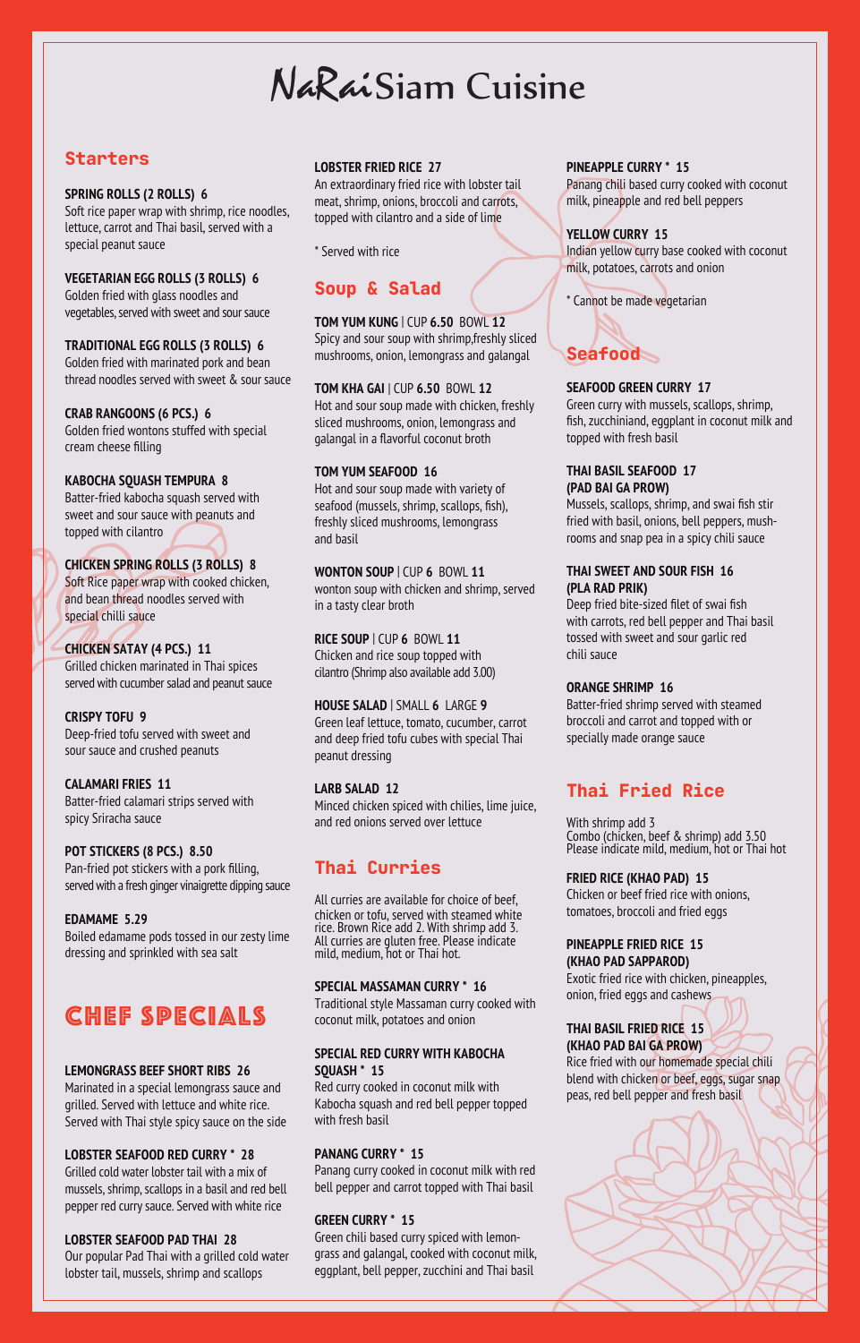# NaRai Siam Cuisine

## Starters

**SPRING ROLLS (2 ROLLS) 6**
Soft rice paper wrap with shrimp, rice noodles, lettuce, carrot and Thai basil, served with a special peanut sauce

**VEGETARIAN EGG ROLLS (3 ROLLS) 6**
Golden fried with glass noodles and vegetables, served with sweet and sour sauce

**TRADITIONAL EGG ROLLS (3 ROLLS) 6**
Golden fried with marinated pork and bean thread noodles served with sweet & sour sauce

**CRAB RANGOONS (6 PCS.) 6**
Golden fried wontons stuffed with special cream cheese filling

**KABOCHA SQUASH TEMPURA 8**
Batter-fried kabocha squash served with sweet and sour sauce with peanuts and topped with cilantro

**CHICKEN SPRING ROLLS (3 ROLLS) 8**
Soft Rice paper wrap with cooked chicken, and bean thread noodles served with special chilli sauce

**CHICKEN SATAY (4 PCS.) 11**
Grilled chicken marinated in Thai spices served with cucumber salad and peanut sauce

**CRISPY TOFU 9**
Deep-fried tofu served with sweet and sour sauce and crushed peanuts

**CALAMARI FRIES 11**
Batter-fried calamari strips served with spicy Sriracha sauce

**POT STICKERS (8 PCS.) 8.50**
Pan-fried pot stickers with a pork filling, served with a fresh ginger vinaigrette dipping sauce

**EDAMAME 5.29**
Boiled edamame pods tossed in our zesty lime dressing and sprinkled with sea salt

## CHEF SPECIALS

**LEMONGRASS BEEF SHORT RIBS 26**
Marinated in a special lemongrass sauce and grilled. Served with lettuce and white rice. Served with Thai style spicy sauce on the side

**LOBSTER SEAFOOD RED CURRY * 28**
Grilled cold water lobster tail with a mix of mussels, shrimp, scallops in a basil and red bell pepper red curry sauce. Served with white rice

**LOBSTER SEAFOOD PAD THAI 28**
Our popular Pad Thai with a grilled cold water lobster tail, mussels, shrimp and scallops

**LOBSTER FRIED RICE 27**
An extraordinary fried rice with lobster tail meat, shrimp, onions, broccoli and carrots, topped with cilantro and a side of lime

* Served with rice

## Soup & Salad

**TOM YUM KUNG** | CUP **6.50** BOWL **12**
Spicy and sour soup with shrimp,freshly sliced mushrooms, onion, lemongrass and galangal

**TOM KHA GAI** | CUP **6.50** BOWL **12**
Hot and sour soup made with chicken, freshly sliced mushrooms, onion, lemongrass and galangal in a flavorful coconut broth

**TOM YUM SEAFOOD 16**
Hot and sour soup made with variety of seafood (mussels, shrimp, scallops, fish), freshly sliced mushrooms, lemongrass and basil

**WONTON SOUP** | CUP **6** BOWL **11**
wonton soup with chicken and shrimp, served in a tasty clear broth

**RICE SOUP** | CUP **6** BOWL **11**
Chicken and rice soup topped with cilantro (Shrimp also available add 3.00)

**HOUSE SALAD** | SMALL **6** LARGE **9**
Green leaf lettuce, tomato, cucumber, carrot and deep fried tofu cubes with special Thai peanut dressing

**LARB SALAD 12**
Minced chicken spiced with chilies, lime juice, and red onions served over lettuce

## Thai Curries

All curries are available for choice of beef, chicken or tofu, served with steamed white rice. Brown Rice add 2. With shrimp add 3. All curries are gluten free. Please indicate mild, medium, hot or Thai hot.

**SPECIAL MASSAMAN CURRY * 16**
Traditional style Massaman curry cooked with coconut milk, potatoes and onion

**SPECIAL RED CURRY WITH KABOCHA SQUASH * 15**
Red curry cooked in coconut milk with Kabocha squash and red bell pepper topped with fresh basil

**PANANG CURRY * 15**
Panang curry cooked in coconut milk with red bell pepper and carrot topped with Thai basil

**GREEN CURRY * 15**
Green chili based curry spiced with lemongrass and galangal, cooked with coconut milk, eggplant, bell pepper, zucchini and Thai basil

**PINEAPPLE CURRY * 15**
Panang chili based curry cooked with coconut milk, pineapple and red bell peppers

**YELLOW CURRY 15**
Indian yellow curry base cooked with coconut milk, potatoes, carrots and onion

* Cannot be made vegetarian

## Seafood

**SEAFOOD GREEN CURRY 17**
Green curry with mussels, scallops, shrimp, fish, zucchiniand, eggplant in coconut milk and topped with fresh basil

**THAI BASIL SEAFOOD 17**
**(PAD BAI GA PROW)**
Mussels, scallops, shrimp, and swai fish stir fried with basil, onions, bell peppers, mushrooms and snap pea in a spicy chili sauce

**THAI SWEET AND SOUR FISH 16**
**(PLA RAD PRIK)**
Deep fried bite-sized filet of swai fish with carrots, red bell pepper and Thai basil tossed with sweet and sour garlic red chili sauce

**ORANGE SHRIMP 16**
Batter-fried shrimp served with steamed broccoli and carrot and topped with or specially made orange sauce

## Thai Fried Rice

With shrimp add 3
Combo (chicken, beef & shrimp) add 3.50
Please indicate mild, medium, hot or Thai hot

**FRIED RICE (KHAO PAD) 15**
Chicken or beef fried rice with onions, tomatoes, broccoli and fried eggs

**PINEAPPLE FRIED RICE 15**
**(KHAO PAD SAPPAROD)**
Exotic fried rice with chicken, pineapples, onion, fried eggs and cashews

**THAI BASIL FRIED RICE 15**
**(KHAO PAD BAI GA PROW)**
Rice fried with our homemade special chili blend with chicken or beef, eggs, sugar snap peas, red bell pepper and fresh basil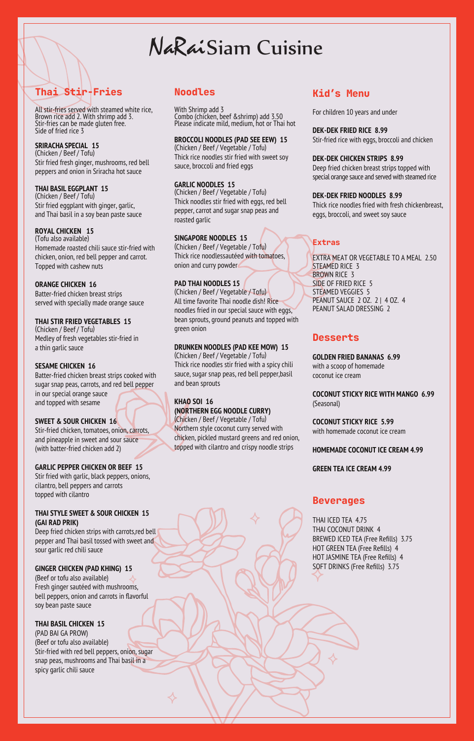# NaRai Siam Cuisine

## Thai Stir-Fries

All stir-fries served with steamed white rice, Brown rice add 2. With shrimp add 3. Stir-fries can be made gluten free. Side of fried rice 3

**SRIRACHA SPECIAL 15**
(Chicken / Beef / Tofu)
Stir fried fresh ginger, mushrooms, red bell peppers and onion in Sriracha hot sauce

**THAI BASIL EGGPLANT 15**
(Chicken / Beef / Tofu)
Stir fried eggplant with ginger, garlic, and Thai basil in a soy bean paste sauce

**ROYAL CHICKEN 15**
(Tofu also available)
Homemade roasted chili sauce stir-fried with chicken, onion, red bell pepper and carrot. Topped with cashew nuts

**ORANGE CHICKEN 16**
Batter-fried chicken breast strips served with specially made orange sauce

**THAI STIR FRIED VEGETABLES 15**
(Chicken / Beef / Tofu)
Medley of fresh vegetables stir-fried in a thin garlic sauce

**SESAME CHICKEN 16**
Batter-fried chicken breast strips cooked with sugar snap peas, carrots, and red bell pepper in our special orange sauce and topped with sesame

**SWEET & SOUR CHICKEN 16**
Stir-fried chicken, tomatoes, onion, carrots, and pineapple in sweet and sour sauce (with batter-fried chicken add 2)

**GARLIC PEPPER CHICKEN OR BEEF 15**
Stir fried with garlic, black peppers, onions, cilantro, bell peppers and carrots topped with cilantro

**THAI STYLE SWEET & SOUR CHICKEN 15 (GAI RAD PRIK)**
Deep fried chicken strips with carrots,red bell pepper and Thai basil tossed with sweet and sour garlic red chili sauce

**GINGER CHICKEN (PAD KHING) 15**
(Beef or tofu also available)
Fresh ginger sautéed with mushrooms, bell peppers, onion and carrots in flavorful soy bean paste sauce

**THAI BASIL CHICKEN 15**
(PAD BAI GA PROW)
(Beef or tofu also available)
Stir-fried with red bell peppers, onion, sugar snap peas, mushrooms and Thai basil in a spicy garlic chili sauce

## Noodles

With Shrimp add 3
Combo (chicken, beef &shrimp) add 3.50
Please indicate mild, medium, hot or Thai hot

**BROCCOLI NOODLES (PAD SEE EEW) 15**
(Chicken / Beef / Vegetable / Tofu)
Thick rice noodles stir fried with sweet soy sauce, broccoli and fried eggs

**GARLIC NOODLES 15**
(Chicken / Beef / Vegetable / Tofu)
Thick noodles stir fried with eggs, red bell pepper, carrot and sugar snap peas and roasted garlic

**SINGAPORE NOODLES 15**
(Chicken / Beef / Vegetable / Tofu)
Thick rice noodlessautéed with tomatoes, onion and curry powder

**PAD THAI NOODLES 15**
(Chicken / Beef / Vegetable / Tofu)
All time favorite Thai noodle dish! Rice noodles fried in our special sauce with eggs, bean sprouts, ground peanuts and topped with green onion

**DRUNKEN NOODLES (PAD KEE MOW) 15**
(Chicken / Beef / Vegetable / Tofu)
Thick rice noodles stir fried with a spicy chili sauce, sugar snap peas, red bell pepper,basil and bean sprouts

**KHAO SOI 16 (NORTHERN EGG NOODLE CURRY)**
(Chicken / Beef / Vegetable / Tofu)
Northern style coconut curry served with chicken, pickled mustard greens and red onion, topped with cilantro and crispy noodle strips

## Kid's Menu

For children 10 years and under

**DEK-DEK FRIED RICE 8.99**
Stir-fried rice with eggs, broccoli and chicken

**DEK-DEK CHICKEN STRIPS 8.99**
Deep fried chicken breast strips topped with special orange sauce and served with steamed rice

**DEK-DEK FRIED NOODLES 8.99**
Thick rice noodles fried with fresh chickenbreast, eggs, broccoli, and sweet soy sauce

### Extras

EXTRA MEAT OR VEGETABLE TO A MEAL 2.50
STEAMED RICE 3
BROWN RICE 3
SIDE OF FRIED RICE 5
STEAMED VEGGIES 5
PEANUT SAUCE 2 OZ. 2 | 4 OZ. 4
PEANUT SALAD DRESSING 2

## Desserts

**GOLDEN FRIED BANANAS 6.99**
with a scoop of homemade coconut ice cream

**COCONUT STICKY RICE WITH MANGO 6.99**
(Seasonal)

**COCONUT STICKY RICE 5.99**
with homemade coconut ice cream

**HOMEMADE COCONUT ICE CREAM 4.99**

**GREEN TEA ICE CREAM 4.99**

## Beverages

THAI ICED TEA 4.75
THAI COCONUT DRINK 4
BREWED ICED TEA (Free Refills) 3.75
HOT GREEN TEA (Free Refills) 4
HOT JASMINE TEA (Free Refills) 4
SOFT DRINKS (Free Refills) 3.75